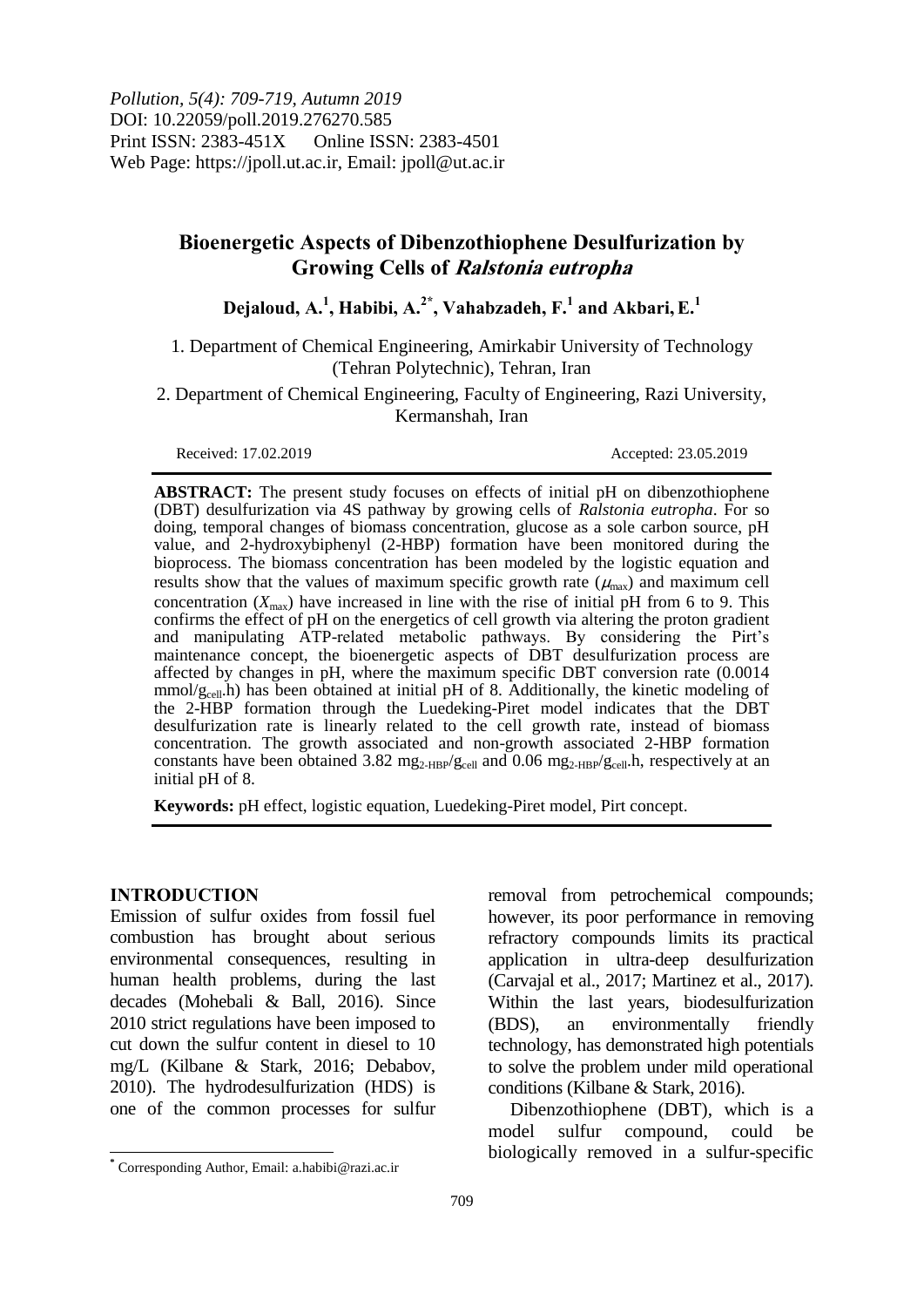*Pollution, 5(4): 709-719, Autumn 2019*
DOI: 10.22059/poll.2019.276270.585
Print ISSN: 2383-451X Online ISSN: 2383-4501
Web Page: https://jpoll.ut.ac.ir, Email: jpoll@ut.ac.ir

# Bioenergetic Aspects of Dibenzothiophene Desulfurization by Growing Cells of *Ralstonia eutropha*

**Dejaloud, A.[1], Habibi, A.[2*], Vahabzadeh, F.[1] and Akbari, E.[1]**

1. Department of Chemical Engineering, Amirkabir University of Technology (Tehran Polytechnic), Tehran, Iran

2. Department of Chemical Engineering, Faculty of Engineering, Razi University, Kermanshah, Iran

Received: 17.02.2019 Accepted: 23.05.2019

**ABSTRACT:** The present study focuses on effects of initial pH on dibenzothiophene (DBT) desulfurization via 4S pathway by growing cells of *Ralstonia eutropha*. For so doing, temporal changes of biomass concentration, glucose as a sole carbon source, pH value, and 2-hydroxybiphenyl (2-HBP) formation have been monitored during the bioprocess. The biomass concentration has been modeled by the logistic equation and results show that the values of maximum specific growth rate ($\mu_{max}$) and maximum cell concentration ($X_{max}$) have increased in line with the rise of initial pH from 6 to 9. This confirms the effect of pH on the energetics of cell growth via altering the proton gradient and manipulating ATP-related metabolic pathways. By considering the Pirt's maintenance concept, the bioenergetic aspects of DBT desulfurization process are affected by changes in pH, where the maximum specific DBT conversion rate (0.0014 mmol/$g_{cell}$.h) has been obtained at initial pH of 8. Additionally, the kinetic modeling of the 2-HBP formation through the Luedeking-Piret model indicates that the DBT desulfurization rate is linearly related to the cell growth rate, instead of biomass concentration. The growth associated and non-growth associated 2-HBP formation constants have been obtained 3.82 $mg_{2\text{-}HBP}/g_{cell}$ and 0.06 $mg_{2\text{-}HBP}/g_{cell}$.h, respectively at an initial pH of 8.

**Keywords:** pH effect, logistic equation, Luedeking-Piret model, Pirt concept.

## INTRODUCTION

Emission of sulfur oxides from fossil fuel combustion has brought about serious environmental consequences, resulting in human health problems, during the last decades (Mohebali & Ball, 2016). Since 2010 strict regulations have been imposed to cut down the sulfur content in diesel to 10 mg/L (Kilbane & Stark, 2016; Debabov, 2010). The hydrodesulfurization (HDS) is one of the common processes for sulfur removal from petrochemical compounds; however, its poor performance in removing refractory compounds limits its practical application in ultra-deep desulfurization (Carvajal et al., 2017; Martinez et al., 2017). Within the last years, biodesulfurization (BDS), an environmentally friendly technology, has demonstrated high potentials to solve the problem under mild operational conditions (Kilbane & Stark, 2016).

Dibenzothiophene (DBT), which is a model sulfur compound, could be biologically removed in a sulfur-specific

[*] Corresponding Author, Email: a.habibi@razi.ac.ir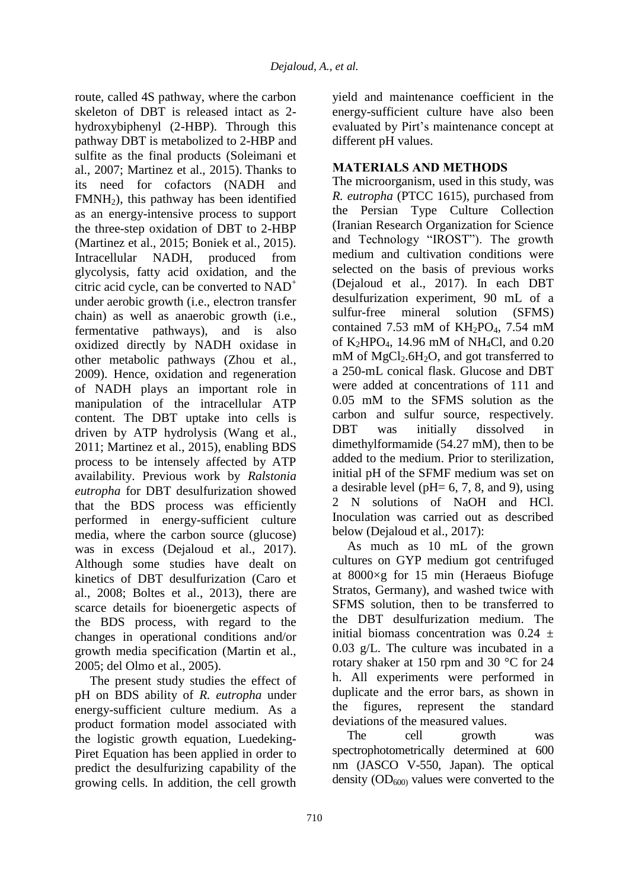route, called 4S pathway, where the carbon skeleton of DBT is released intact as 2-hydroxybiphenyl (2-HBP). Through this pathway DBT is metabolized to 2-HBP and sulfite as the final products (Soleimani et al., 2007; Martinez et al., 2015). Thanks to its need for cofactors (NADH and $FMNH_2$), this pathway has been identified as an energy-intensive process to support the three-step oxidation of DBT to 2-HBP (Martinez et al., 2015; Boniek et al., 2015). Intracellular NADH, produced from glycolysis, fatty acid oxidation, and the citric acid cycle, can be converted to $NAD^+$ under aerobic growth (i.e., electron transfer chain) as well as anaerobic growth (i.e., fermentative pathways), and is also oxidized directly by NADH oxidase in other metabolic pathways (Zhou et al., 2009). Hence, oxidation and regeneration of NADH plays an important role in manipulation of the intracellular ATP content. The DBT uptake into cells is driven by ATP hydrolysis (Wang et al., 2011; Martinez et al., 2015), enabling BDS process to be intensely affected by ATP availability. Previous work by *Ralstonia eutropha* for DBT desulfurization showed that the BDS process was efficiently performed in energy-sufficient culture media, where the carbon source (glucose) was in excess (Dejaloud et al., 2017). Although some studies have dealt on kinetics of DBT desulfurization (Caro et al., 2008; Boltes et al., 2013), there are scarce details for bioenergetic aspects of the BDS process, with regard to the changes in operational conditions and/or growth media specification (Martin et al., 2005; del Olmo et al., 2005).

The present study studies the effect of pH on BDS ability of *R. eutropha* under energy-sufficient culture medium. As a product formation model associated with the logistic growth equation, Luedeking-Piret Equation has been applied in order to predict the desulfurizing capability of the growing cells. In addition, the cell growth yield and maintenance coefficient in the energy-sufficient culture have also been evaluated by Pirt's maintenance concept at different pH values.

## MATERIALS AND METHODS

The microorganism, used in this study, was *R. eutropha* (PTCC 1615), purchased from the Persian Type Culture Collection (Iranian Research Organization for Science and Technology "IROST"). The growth medium and cultivation conditions were selected on the basis of previous works (Dejaloud et al., 2017). In each DBT desulfurization experiment, 90 mL of a sulfur-free mineral solution (SFMS) contained 7.53 mM of $KH_2PO_4$, 7.54 mM of $K_2HPO_4$, 14.96 mM of $NH_4Cl$, and 0.20 mM of $MgCl_2.6H_2O$, and got transferred to a 250-mL conical flask. Glucose and DBT were added at concentrations of 111 and 0.05 mM to the SFMS solution as the carbon and sulfur source, respectively. DBT was initially dissolved in dimethylformamide (54.27 mM), then to be added to the medium. Prior to sterilization, initial pH of the SFMF medium was set on a desirable level (pH= 6, 7, 8, and 9), using 2 N solutions of NaOH and HCl. Inoculation was carried out as described below (Dejaloud et al., 2017):

As much as 10 mL of the grown cultures on GYP medium got centrifuged at 8000×g for 15 min (Heraeus Biofuge Stratos, Germany), and washed twice with SFMS solution, then to be transferred to the DBT desulfurization medium. The initial biomass concentration was 0.24 ± 0.03 g/L. The culture was incubated in a rotary shaker at 150 rpm and 30 °C for 24 h. All experiments were performed in duplicate and the error bars, as shown in the figures, represent the standard deviations of the measured values.

The cell growth was spectrophotometrically determined at 600 nm (JASCO V-550, Japan). The optical density ($OD_{600}$) values were converted to the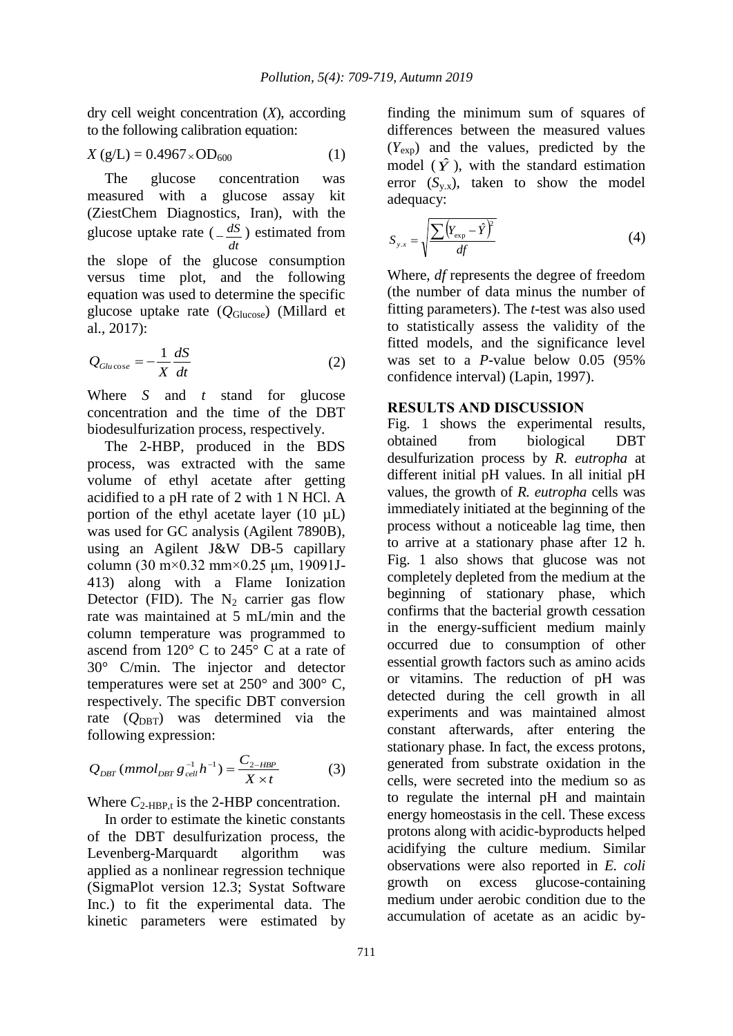dry cell weight concentration ($X$), according to the following calibration equation:

$$X\ (\text{g/L}) = 0.4967 \times \text{OD}_{600} \tag{1}$$

The glucose concentration was measured with a glucose assay kit (ZiestChem Diagnostics, Iran), with the glucose uptake rate ($-\frac{dS}{dt}$) estimated from the slope of the glucose consumption versus time plot, and the following equation was used to determine the specific glucose uptake rate ($Q_{Glucose}$) (Millard et al., 2017):

$$Q_{Glucose} = -\frac{1}{X}\frac{dS}{dt} \tag{2}$$

Where $S$ and $t$ stand for glucose concentration and the time of the DBT biodesulfurization process, respectively.

The 2-HBP, produced in the BDS process, was extracted with the same volume of ethyl acetate after getting acidified to a pH rate of 2 with 1 N HCl. A portion of the ethyl acetate layer (10 µL) was used for GC analysis (Agilent 7890B), using an Agilent J&W DB-5 capillary column (30 m×0.32 mm×0.25 µm, 19091J-413) along with a Flame Ionization Detector (FID). The $N_2$ carrier gas flow rate was maintained at 5 mL/min and the column temperature was programmed to ascend from 120° C to 245° C at a rate of 30° C/min. The injector and detector temperatures were set at 250° and 300° C, respectively. The specific DBT conversion rate ($Q_{DBT}$) was determined via the following expression:

$$Q_{DBT}\ (mmol_{DBT}\, g_{cell}^{-1} h^{-1}) = \frac{C_{2-HBP}}{X \times t} \tag{3}$$

Where $C_{2\text{-HBP},t}$ is the 2-HBP concentration.

In order to estimate the kinetic constants of the DBT desulfurization process, the Levenberg-Marquardt algorithm was applied as a nonlinear regression technique (SigmaPlot version 12.3; Systat Software Inc.) to fit the experimental data. The kinetic parameters were estimated by finding the minimum sum of squares of differences between the measured values ($Y_{exp}$) and the values, predicted by the model ($\hat{Y}$), with the standard estimation error ($S_{y.x}$), taken to show the model adequacy:

$$S_{y.x} = \sqrt{\frac{\sum\left(Y_{exp} - \hat{Y}\right)^2}{df}} \tag{4}$$

Where, $df$ represents the degree of freedom (the number of data minus the number of fitting parameters). The $t$-test was also used to statistically assess the validity of the fitted models, and the significance level was set to a $P$-value below 0.05 (95% confidence interval) (Lapin, 1997).

## RESULTS AND DISCUSSION

Fig. 1 shows the experimental results, obtained from biological DBT desulfurization process by *R. eutropha* at different initial pH values. In all initial pH values, the growth of *R. eutropha* cells was immediately initiated at the beginning of the process without a noticeable lag time, then to arrive at a stationary phase after 12 h. Fig. 1 also shows that glucose was not completely depleted from the medium at the beginning of stationary phase, which confirms that the bacterial growth cessation in the energy-sufficient medium mainly occurred due to consumption of other essential growth factors such as amino acids or vitamins. The reduction of pH was detected during the cell growth in all experiments and was maintained almost constant afterwards, after entering the stationary phase. In fact, the excess protons, generated from substrate oxidation in the cells, were secreted into the medium so as to regulate the internal pH and maintain energy homeostasis in the cell. These excess protons along with acidic-byproducts helped acidifying the culture medium. Similar observations were also reported in *E. coli* growth on excess glucose-containing medium under aerobic condition due to the accumulation of acetate as an acidic by-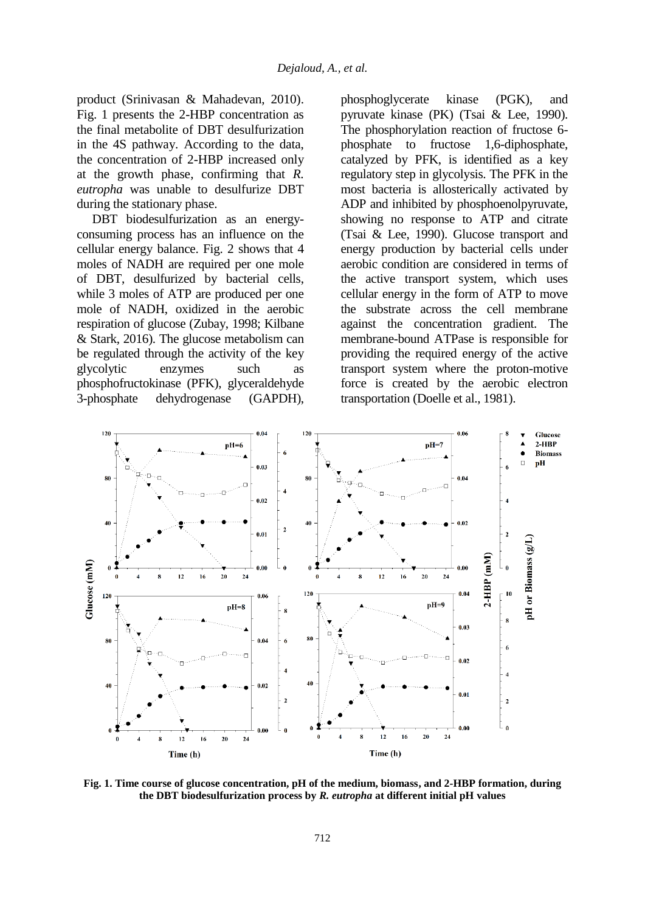product (Srinivasan & Mahadevan, 2010). Fig. 1 presents the 2-HBP concentration as the final metabolite of DBT desulfurization in the 4S pathway. According to the data, the concentration of 2-HBP increased only at the growth phase, confirming that *R. eutropha* was unable to desulfurize DBT during the stationary phase.

DBT biodesulfurization as an energy-consuming process has an influence on the cellular energy balance. Fig. 2 shows that 4 moles of NADH are required per one mole of DBT, desulfurized by bacterial cells, while 3 moles of ATP are produced per one mole of NADH, oxidized in the aerobic respiration of glucose (Zubay, 1998; Kilbane & Stark, 2016). The glucose metabolism can be regulated through the activity of the key glycolytic enzymes such as phosphofructokinase (PFK), glyceraldehyde 3-phosphate dehydrogenase (GAPDH), phosphoglycerate kinase (PGK), and pyruvate kinase (PK) (Tsai & Lee, 1990). The phosphorylation reaction of fructose 6-phosphate to fructose 1,6-diphosphate, catalyzed by PFK, is identified as a key regulatory step in glycolysis. The PFK in the most bacteria is allosterically activated by ADP and inhibited by phosphoenolpyruvate, showing no response to ATP and citrate (Tsai & Lee, 1990). Glucose transport and energy production by bacterial cells under aerobic condition are considered in terms of the active transport system, which uses cellular energy in the form of ATP to move the substrate across the cell membrane against the concentration gradient. The membrane-bound ATPase is responsible for providing the required energy of the active transport system where the proton-motive force is created by the aerobic electron transportation (Doelle et al., 1981).

**Fig. 1. Time course of glucose concentration, pH of the medium, biomass, and 2-HBP formation, during the DBT biodesulfurization process by *R. eutropha* at different initial pH values**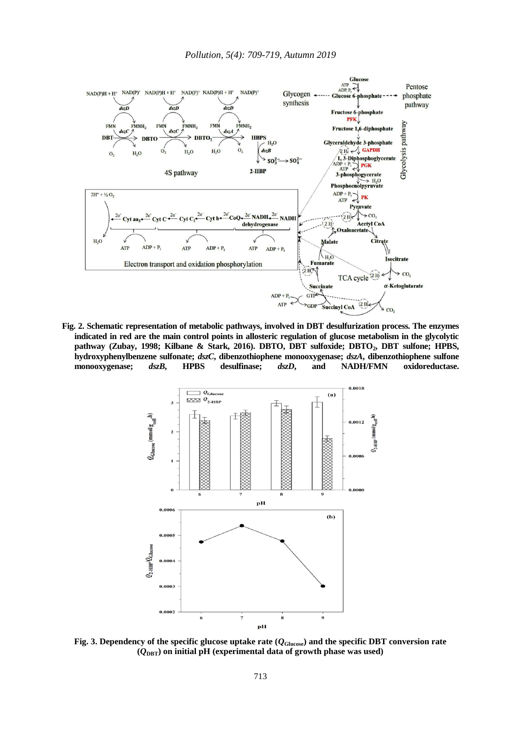**Fig. 2. Schematic representation of metabolic pathways, involved in DBT desulfurization process. The enzymes indicated in red are the main control points in allosteric regulation of glucose metabolism in the glycolytic pathway (Zubay, 1998; Kilbane & Stark, 2016). DBTO, DBT sulfoxide; $DBTO_2$, DBT sulfone; HPBS, hydroxyphenylbenzene sulfonate; *dszC*, dibenzothiophene monooxygenase; *dszA*, dibenzothiophene sulfone monooxygenase; *dszB*, HPBS desulfinase; *dszD*, and NADH/FMN oxidoreductase.**

**Fig. 3. Dependency of the specific glucose uptake rate ($Q_{Glucose}$) and the specific DBT conversion rate ($Q_{DBT}$) on initial pH (experimental data of growth phase was used)**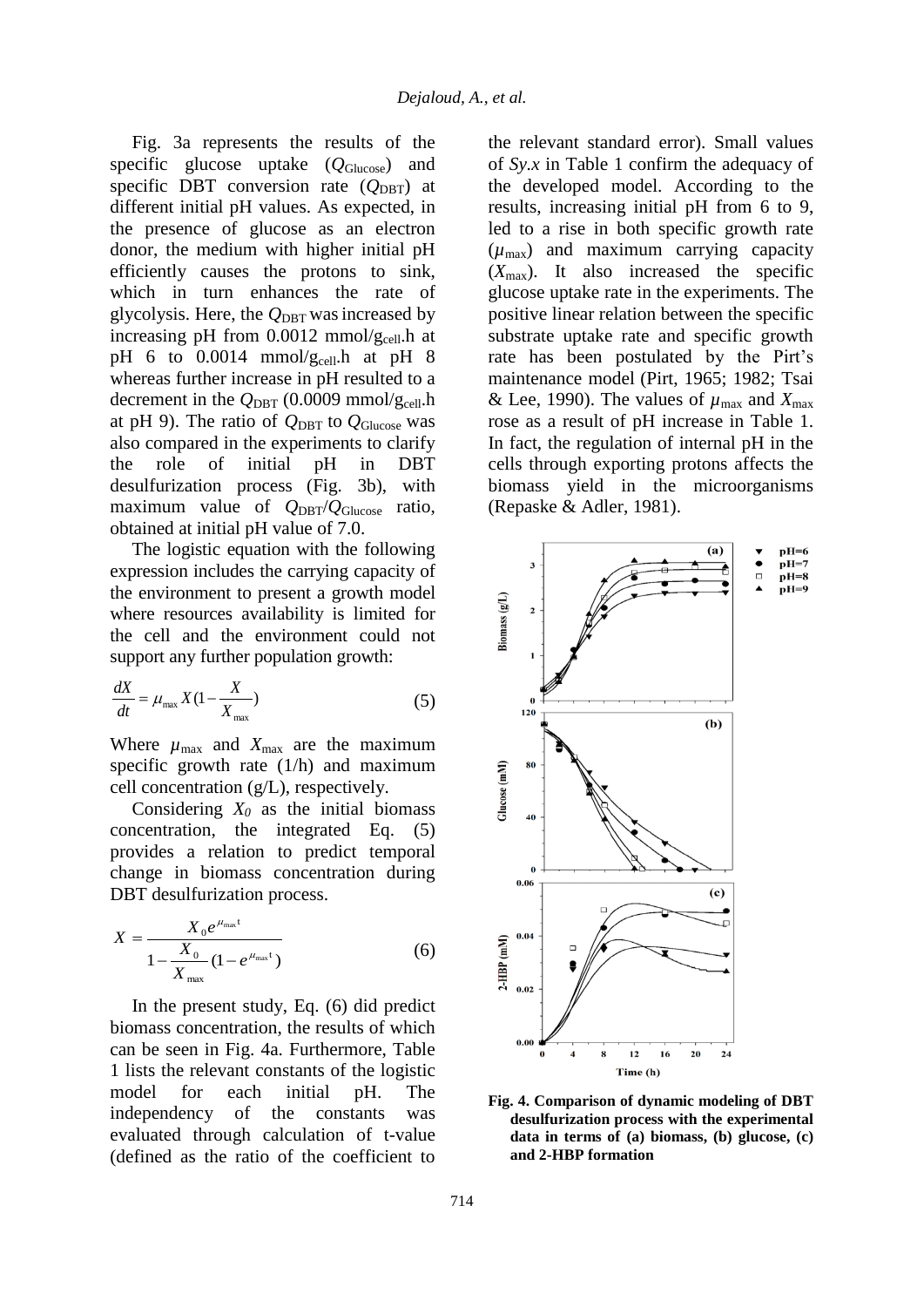Fig. 3a represents the results of the specific glucose uptake ($Q_{Glucose}$) and specific DBT conversion rate ($Q_{DBT}$) at different initial pH values. As expected, in the presence of glucose as an electron donor, the medium with higher initial pH efficiently causes the protons to sink, which in turn enhances the rate of glycolysis. Here, the $Q_{DBT}$ was increased by increasing pH from 0.0012 mmol/$g_{cell}$.h at pH 6 to 0.0014 mmol/$g_{cell}$.h at pH 8 whereas further increase in pH resulted to a decrement in the $Q_{DBT}$ (0.0009 mmol/$g_{cell}$.h at pH 9). The ratio of $Q_{DBT}$ to $Q_{Glucose}$ was also compared in the experiments to clarify the role of initial pH in DBT desulfurization process (Fig. 3b), with maximum value of $Q_{DBT}/Q_{Glucose}$ ratio, obtained at initial pH value of 7.0.

The logistic equation with the following expression includes the carrying capacity of the environment to present a growth model where resources availability is limited for the cell and the environment could not support any further population growth:

$$\frac{dX}{dt} = \mu_{max} X (1 - \frac{X}{X_{max}}) \tag{5}$$

Where $\mu_{max}$ and $X_{max}$ are the maximum specific growth rate (1/h) and maximum cell concentration (g/L), respectively.

Considering $X_0$ as the initial biomass concentration, the integrated Eq. (5) provides a relation to predict temporal change in biomass concentration during DBT desulfurization process.

$$X = \frac{X_0 e^{\mu_{max} t}}{1 - \frac{X_0}{X_{max}} (1 - e^{\mu_{max} t})} \tag{6}$$

In the present study, Eq. (6) did predict biomass concentration, the results of which can be seen in Fig. 4a. Furthermore, Table 1 lists the relevant constants of the logistic model for each initial pH. The independency of the constants was evaluated through calculation of t-value (defined as the ratio of the coefficient to the relevant standard error). Small values of *Sy.x* in Table 1 confirm the adequacy of the developed model. According to the results, increasing initial pH from 6 to 9, led to a rise in both specific growth rate ($\mu_{max}$) and maximum carrying capacity ($X_{max}$). It also increased the specific glucose uptake rate in the experiments. The positive linear relation between the specific substrate uptake rate and specific growth rate has been postulated by the Pirt's maintenance model (Pirt, 1965; 1982; Tsai & Lee, 1990). The values of $\mu_{max}$ and $X_{max}$ rose as a result of pH increase in Table 1. In fact, the regulation of internal pH in the cells through exporting protons affects the biomass yield in the microorganisms (Repaske & Adler, 1981).

**Fig. 4. Comparison of dynamic modeling of DBT desulfurization process with the experimental data in terms of (a) biomass, (b) glucose, (c) and 2-HBP formation**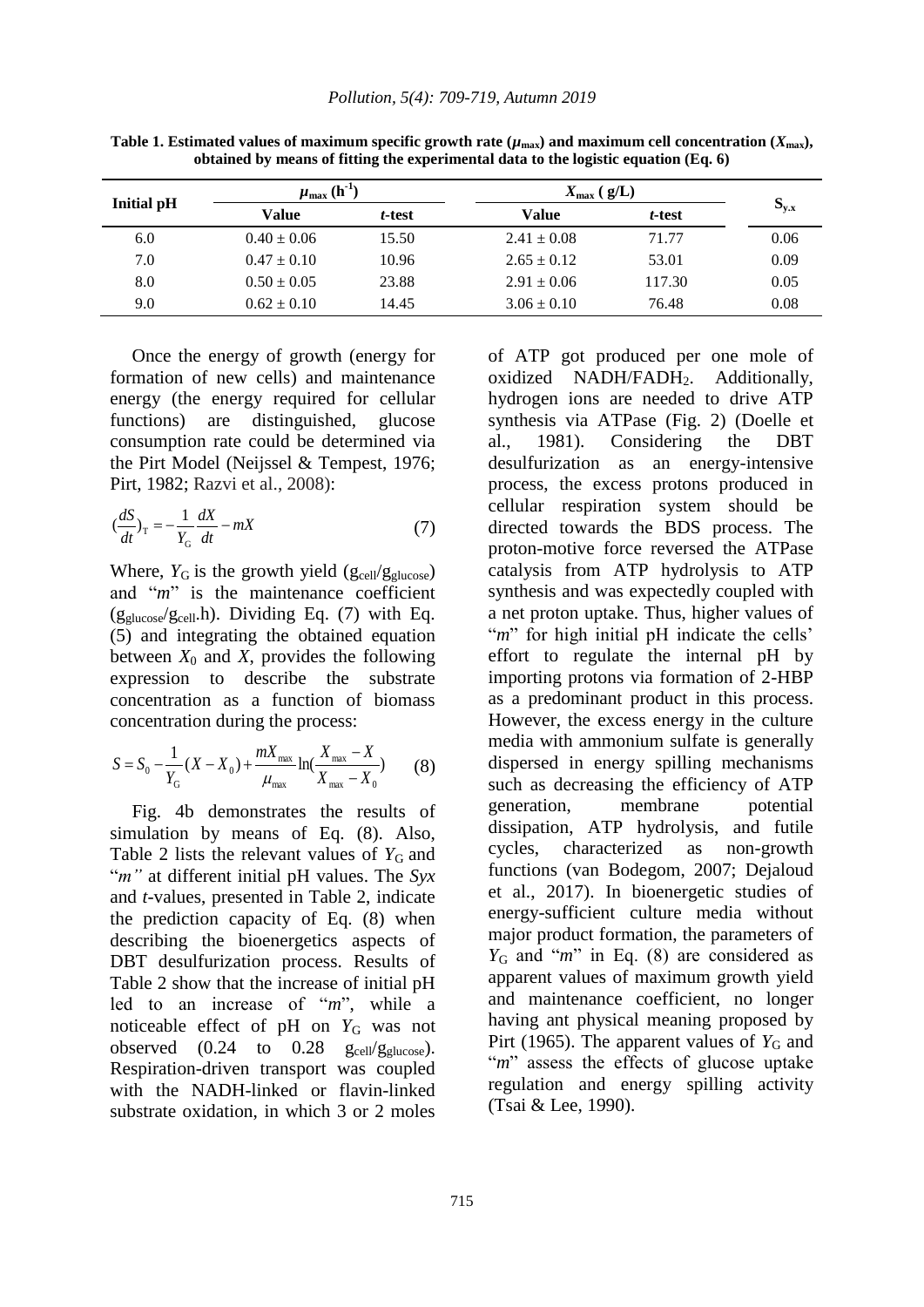**Table 1. Estimated values of maximum specific growth rate ($\mu_{max}$) and maximum cell concentration ($X_{max}$), obtained by means of fitting the experimental data to the logistic equation (Eq. 6)**

| Initial pH | $\mu_{max}$ ($h^{-1}$) | | $X_{max}$ ( g/L) | | $S_{y.x}$ |
|---|---|---|---|---|---|
| | Value | *t*-test | Value | *t*-test | |
| 6.0 | 0.40 ± 0.06 | 15.50 | 2.41 ± 0.08 | 71.77 | 0.06 |
| 7.0 | 0.47 ± 0.10 | 10.96 | 2.65 ± 0.12 | 53.01 | 0.09 |
| 8.0 | 0.50 ± 0.05 | 23.88 | 2.91 ± 0.06 | 117.30 | 0.05 |
| 9.0 | 0.62 ± 0.10 | 14.45 | 3.06 ± 0.10 | 76.48 | 0.08 |

Once the energy of growth (energy for formation of new cells) and maintenance energy (the energy required for cellular functions) are distinguished, glucose consumption rate could be determined via the Pirt Model (Neijssel & Tempest, 1976; Pirt, 1982; Razvi et al., 2008):

$$\left(\frac{dS}{dt}\right)_{T} = -\frac{1}{Y_{G}}\frac{dX}{dt} - mX \qquad (7)$$

Where, $Y_G$ is the growth yield ($g_{cell}/g_{glucose}$) and "*m*" is the maintenance coefficient ($g_{glucose}/g_{cell}$.h). Dividing Eq. (7) with Eq. (5) and integrating the obtained equation between $X_0$ and $X$, provides the following expression to describe the substrate concentration as a function of biomass concentration during the process:

$$S = S_0 - \frac{1}{Y_G}(X - X_0) + \frac{mX_{max}}{\mu_{max}}\ln\left(\frac{X_{max} - X}{X_{max} - X_0}\right) \qquad (8)$$

Fig. 4b demonstrates the results of simulation by means of Eq. (8). Also, Table 2 lists the relevant values of $Y_G$ and "*m"* at different initial pH values. The *Syx* and *t*-values, presented in Table 2, indicate the prediction capacity of Eq. (8) when describing the bioenergetics aspects of DBT desulfurization process. Results of Table 2 show that the increase of initial pH led to an increase of "*m*", while a noticeable effect of pH on $Y_G$ was not observed (0.24 to 0.28 $g_{cell}/g_{glucose}$). Respiration-driven transport was coupled with the NADH-linked or flavin-linked substrate oxidation, in which 3 or 2 moles of ATP got produced per one mole of oxidized NADH/$FADH_2$. Additionally, hydrogen ions are needed to drive ATP synthesis via ATPase (Fig. 2) (Doelle et al., 1981). Considering the DBT desulfurization as an energy-intensive process, the excess protons produced in cellular respiration system should be directed towards the BDS process. The proton-motive force reversed the ATPase catalysis from ATP hydrolysis to ATP synthesis and was expectedly coupled with a net proton uptake. Thus, higher values of "*m*" for high initial pH indicate the cells' effort to regulate the internal pH by importing protons via formation of 2-HBP as a predominant product in this process. However, the excess energy in the culture media with ammonium sulfate is generally dispersed in energy spilling mechanisms such as decreasing the efficiency of ATP generation, membrane potential dissipation, ATP hydrolysis, and futile cycles, characterized as non-growth functions (van Bodegom, 2007; Dejaloud et al., 2017). In bioenergetic studies of energy-sufficient culture media without major product formation, the parameters of $Y_G$ and "*m*" in Eq. (8) are considered as apparent values of maximum growth yield and maintenance coefficient, no longer having ant physical meaning proposed by Pirt (1965). The apparent values of $Y_G$ and "*m*" assess the effects of glucose uptake regulation and energy spilling activity (Tsai & Lee, 1990).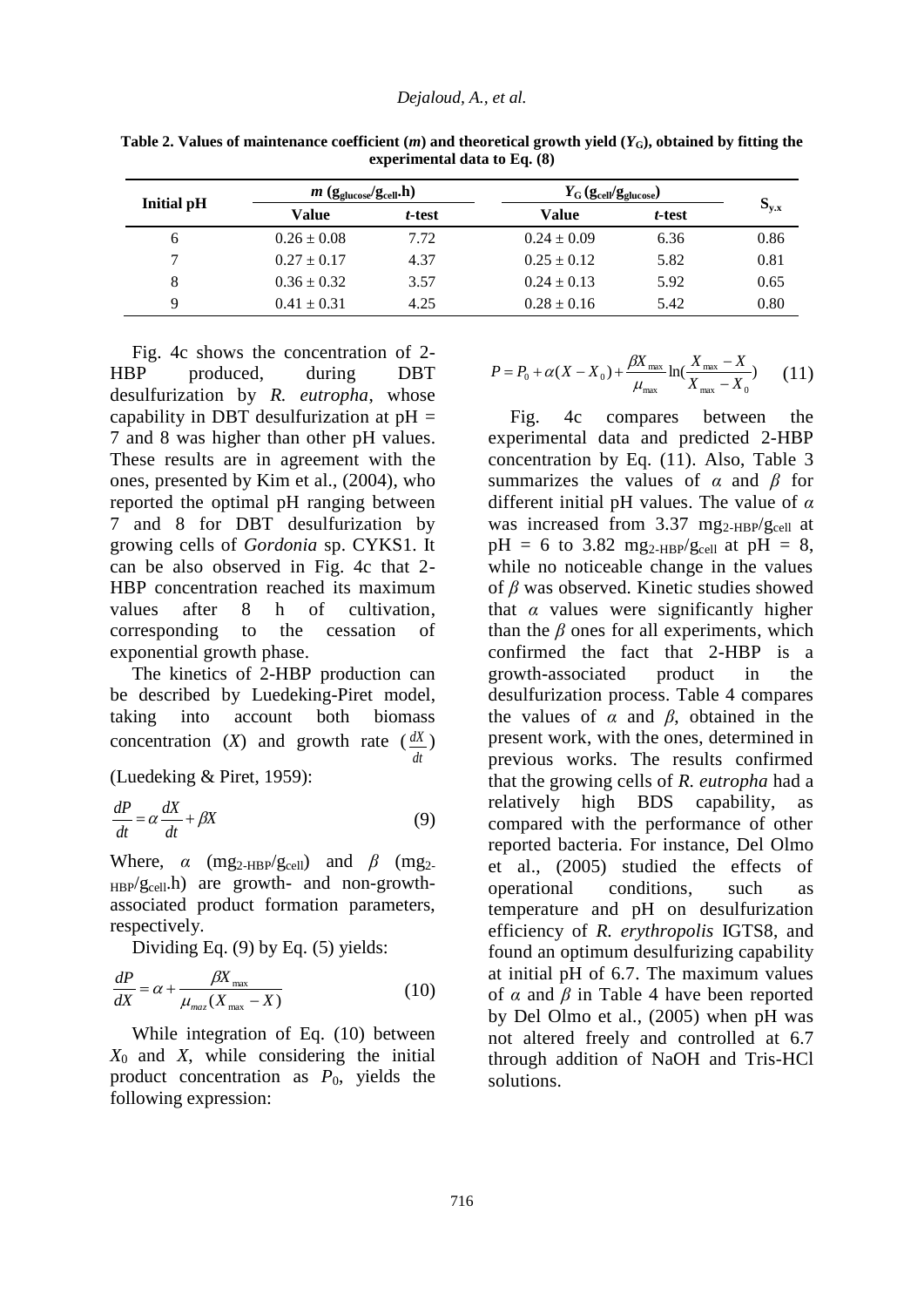**Table 2. Values of maintenance coefficient ($m$) and theoretical growth yield ($Y_G$), obtained by fitting the experimental data to Eq. (8)**

| Initial pH | $m$ ($g_{glucose}/g_{cell}.h$) | | $Y_G$ ($g_{cell}/g_{glucose}$) | | $S_{y.x}$ |
|---|---|---|---|---|---|
| | Value | *t*-test | Value | *t*-test | |
| 6 | 0.26 ± 0.08 | 7.72 | 0.24 ± 0.09 | 6.36 | 0.86 |
| 7 | 0.27 ± 0.17 | 4.37 | 0.25 ± 0.12 | 5.82 | 0.81 |
| 8 | 0.36 ± 0.32 | 3.57 | 0.24 ± 0.13 | 5.92 | 0.65 |
| 9 | 0.41 ± 0.31 | 4.25 | 0.28 ± 0.16 | 5.42 | 0.80 |

Fig. 4c shows the concentration of 2-HBP produced, during DBT desulfurization by *R. eutropha*, whose capability in DBT desulfurization at pH = 7 and 8 was higher than other pH values. These results are in agreement with the ones, presented by Kim et al., (2004), who reported the optimal pH ranging between 7 and 8 for DBT desulfurization by growing cells of *Gordonia* sp. CYKS1. It can be also observed in Fig. 4c that 2-HBP concentration reached its maximum values after 8 h of cultivation, corresponding to the cessation of exponential growth phase.

The kinetics of 2-HBP production can be described by Luedeking-Piret model, taking into account both biomass concentration ($X$) and growth rate ($\frac{dX}{dt}$) (Luedeking & Piret, 1959):

$$\frac{dP}{dt} = \alpha \frac{dX}{dt} + \beta X \tag{9}$$

Where, $\alpha$ ($mg_{2\text{-}HBP}/g_{cell}$) and $\beta$ ($mg_{2\text{-}HBP}/g_{cell}.h$) are growth- and non-growth-associated product formation parameters, respectively.

Dividing Eq. (9) by Eq. (5) yields:

$$\frac{dP}{dX} = \alpha + \frac{\beta X_{max}}{\mu_{maz}(X_{max} - X)} \tag{10}$$

While integration of Eq. (10) between $X_0$ and $X$, while considering the initial product concentration as $P_0$, yields the following expression:

$$P = P_0 + \alpha(X - X_0) + \frac{\beta X_{max}}{\mu_{max}} \ln\left(\frac{X_{max} - X}{X_{max} - X_0}\right) \tag{11}$$

Fig. 4c compares between the experimental data and predicted 2-HBP concentration by Eq. (11). Also, Table 3 summarizes the values of $\alpha$ and $\beta$ for different initial pH values. The value of $\alpha$ was increased from 3.37 $mg_{2\text{-}HBP}/g_{cell}$ at pH = 6 to 3.82 $mg_{2\text{-}HBP}/g_{cell}$ at pH = 8, while no noticeable change in the values of $\beta$ was observed. Kinetic studies showed that $\alpha$ values were significantly higher than the $\beta$ ones for all experiments, which confirmed the fact that 2-HBP is a growth-associated product in the desulfurization process. Table 4 compares the values of $\alpha$ and $\beta$, obtained in the present work, with the ones, determined in previous works. The results confirmed that the growing cells of *R. eutropha* had a relatively high BDS capability, as compared with the performance of other reported bacteria. For instance, Del Olmo et al., (2005) studied the effects of operational conditions, such as temperature and pH on desulfurization efficiency of *R. erythropolis* IGTS8, and found an optimum desulfurizing capability at initial pH of 6.7. The maximum values of $\alpha$ and $\beta$ in Table 4 have been reported by Del Olmo et al., (2005) when pH was not altered freely and controlled at 6.7 through addition of NaOH and Tris-HCl solutions.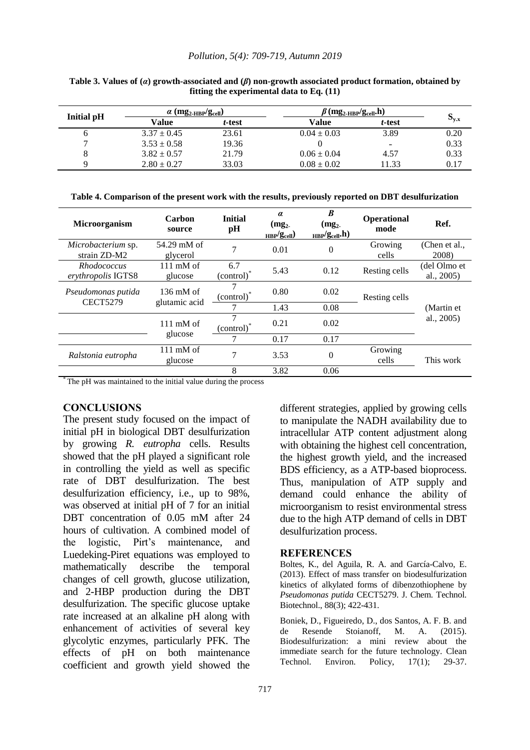**Table 3. Values of (α) growth-associated and (β) non-growth associated product formation, obtained by fitting the experimental data to Eq. (11)**

| Initial pH | α ($mg_{2\text{-}HBP}/g_{cell}$) | | β ($mg_{2\text{-}HBP}/g_{cell}.h$) | | $S_{y.x}$ |
|---|---|---|---|---|---|
| | Value | *t*-test | Value | *t*-test | |
| 6 | 3.37 ± 0.45 | 23.61 | 0.04 ± 0.03 | 3.89 | 0.20 |
| 7 | 3.53 ± 0.58 | 19.36 | 0 | - | 0.33 |
| 8 | 3.82 ± 0.57 | 21.79 | 0.06 ± 0.04 | 4.57 | 0.33 |
| 9 | 2.80 ± 0.27 | 33.03 | 0.08 ± 0.02 | 11.33 | 0.17 |

**Table 4. Comparison of the present work with the results, previously reported on DBT desulfurization**

| Microorganism | Carbon source | Initial pH | α ($mg_{2\text{-}HBP}/g_{cell}$) | Β ($mg_{2\text{-}HBP}/g_{cell}.h$) | Operational mode | Ref. |
|---|---|---|---|---|---|---|
| *Microbacterium* sp. strain ZD-M2 | 54.29 mM of glycerol | 7 | 0.01 | 0 | Growing cells | (Chen et al., 2008) |
| *Rhodococcus erythropolis* IGTS8 | 111 mM of glucose | 6.7 (control)* | 5.43 | 0.12 | Resting cells | (del Olmo et al., 2005) |
| *Pseudomonas putida* CECT5279 | 136 mM of glutamic acid | 7 (control)* | 0.80 | 0.02 | Resting cells | (Martin et al., 2005) |
| | | 7 | 1.43 | 0.08 | | |
| | 111 mM of glucose | 7 (control)* | 0.21 | 0.02 | | |
| | | 7 | 0.17 | 0.17 | | |
| *Ralstonia eutropha* | 111 mM of glucose | 7 | 3.53 | 0 | Growing cells | This work |
| | | 8 | 3.82 | 0.06 | | |

\* The pH was maintained to the initial value during the process

## CONCLUSIONS

The present study focused on the impact of initial pH in biological DBT desulfurization by growing *R. eutropha* cells. Results showed that the pH played a significant role in controlling the yield as well as specific rate of DBT desulfurization. The best desulfurization efficiency, i.e., up to 98%, was observed at initial pH of 7 for an initial DBT concentration of 0.05 mM after 24 hours of cultivation. A combined model of the logistic, Pirt's maintenance, and Luedeking-Piret equations was employed to mathematically describe the temporal changes of cell growth, glucose utilization, and 2-HBP production during the DBT desulfurization. The specific glucose uptake rate increased at an alkaline pH along with enhancement of activities of several key glycolytic enzymes, particularly PFK. The effects of pH on both maintenance coefficient and growth yield showed the different strategies, applied by growing cells to manipulate the NADH availability due to intracellular ATP content adjustment along with obtaining the highest cell concentration, the highest growth yield, and the increased BDS efficiency, as a ATP-based bioprocess. Thus, manipulation of ATP supply and demand could enhance the ability of microorganism to resist environmental stress due to the high ATP demand of cells in DBT desulfurization process.

## REFERENCES

Boltes, K., del Aguila, R. A. and García-Calvo, E. (2013). Effect of mass transfer on biodesulfurization kinetics of alkylated forms of dibenzothiophene by *Pseudomonas putida* CECT5279. J. Chem. Technol. Biotechnol., 88(3); 422-431.

Boniek, D., Figueiredo, D., dos Santos, A. F. B. and de Resende Stoianoff, M. A. (2015). Biodesulfurization: a mini review about the immediate search for the future technology. Clean Technol. Environ. Policy, 17(1); 29-37.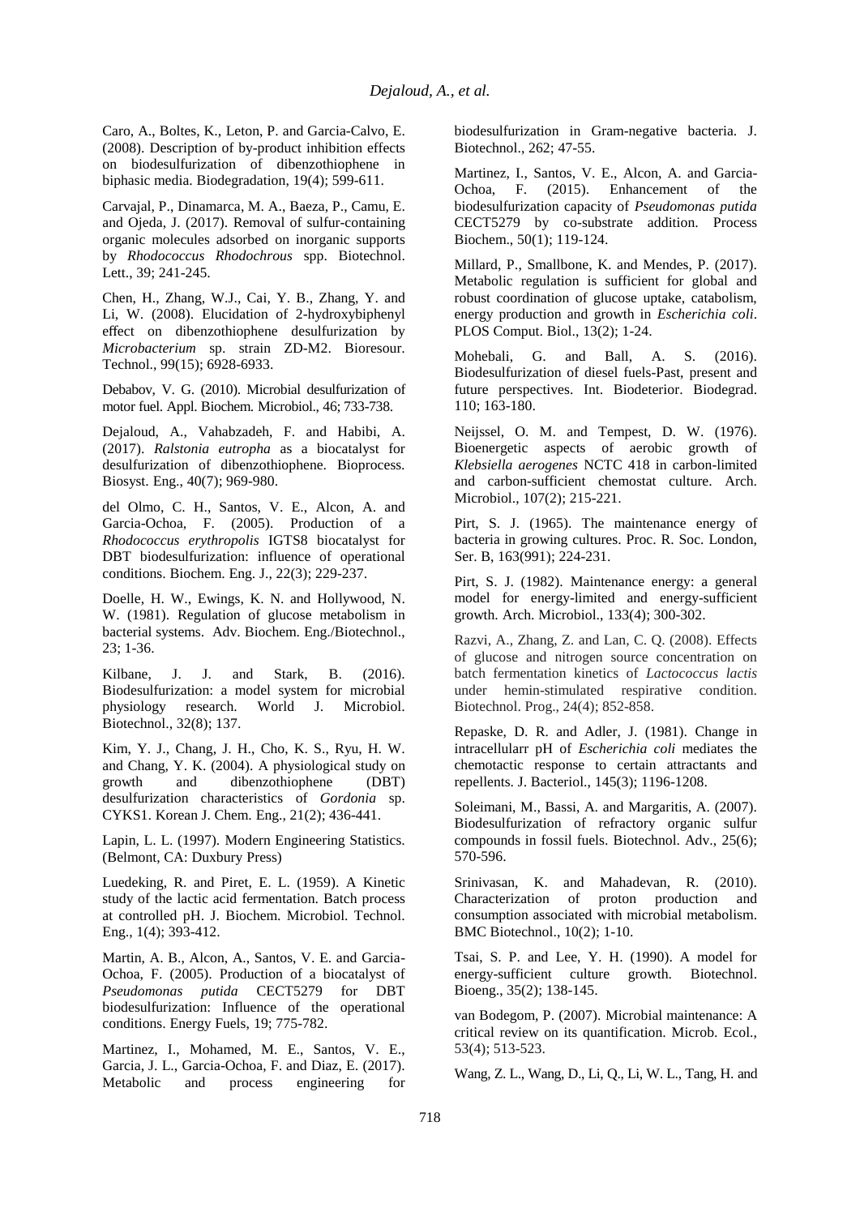Caro, A., Boltes, K., Leton, P. and Garcia-Calvo, E. (2008). Description of by-product inhibition effects on biodesulfurization of dibenzothiophene in biphasic media. Biodegradation, 19(4); 599-611.

Carvajal, P., Dinamarca, M. A., Baeza, P., Camu, E. and Ojeda, J. (2017). Removal of sulfur-containing organic molecules adsorbed on inorganic supports by *Rhodococcus Rhodochrous* spp. Biotechnol. Lett., 39; 241-245.

Chen, H., Zhang, W.J., Cai, Y. B., Zhang, Y. and Li, W. (2008). Elucidation of 2-hydroxybiphenyl effect on dibenzothiophene desulfurization by *Microbacterium* sp. strain ZD-M2. Bioresour. Technol., 99(15); 6928-6933.

Debabov, V. G. (2010). Microbial desulfurization of motor fuel. Appl. Biochem. Microbiol., 46; 733-738.

Dejaloud, A., Vahabzadeh, F. and Habibi, A. (2017). *Ralstonia eutropha* as a biocatalyst for desulfurization of dibenzothiophene. Bioprocess. Biosyst. Eng., 40(7); 969-980.

del Olmo, C. H., Santos, V. E., Alcon, A. and Garcia-Ochoa, F. (2005). Production of a *Rhodococcus erythropolis* IGTS8 biocatalyst for DBT biodesulfurization: influence of operational conditions. Biochem. Eng. J., 22(3); 229-237.

Doelle, H. W., Ewings, K. N. and Hollywood, N. W. (1981). Regulation of glucose metabolism in bacterial systems. Adv. Biochem. Eng./Biotechnol., 23; 1-36.

Kilbane, J. J. and Stark, B. (2016). Biodesulfurization: a model system for microbial physiology research. World J. Microbiol. Biotechnol., 32(8); 137.

Kim, Y. J., Chang, J. H., Cho, K. S., Ryu, H. W. and Chang, Y. K. (2004). A physiological study on growth and dibenzothiophene (DBT) desulfurization characteristics of *Gordonia* sp. CYKS1. Korean J. Chem. Eng., 21(2); 436-441.

Lapin, L. L. (1997). Modern Engineering Statistics. (Belmont, CA: Duxbury Press)

Luedeking, R. and Piret, E. L. (1959). A Kinetic study of the lactic acid fermentation. Batch process at controlled pH. J. Biochem. Microbiol. Technol. Eng., 1(4); 393-412.

Martin, A. B., Alcon, A., Santos, V. E. and Garcia-Ochoa, F. (2005). Production of a biocatalyst of *Pseudomonas putida* CECT5279 for DBT biodesulfurization: Influence of the operational conditions. Energy Fuels, 19; 775-782.

Martinez, I., Mohamed, M. E., Santos, V. E., Garcia, J. L., Garcia-Ochoa, F. and Diaz, E. (2017). Metabolic and process engineering for biodesulfurization in Gram-negative bacteria. J. Biotechnol., 262; 47-55.

Martinez, I., Santos, V. E., Alcon, A. and Garcia-Ochoa, F. (2015). Enhancement of the biodesulfurization capacity of *Pseudomonas putida* CECT5279 by co-substrate addition. Process Biochem., 50(1); 119-124.

Millard, P., Smallbone, K. and Mendes, P. (2017). Metabolic regulation is sufficient for global and robust coordination of glucose uptake, catabolism, energy production and growth in *Escherichia coli*. PLOS Comput. Biol., 13(2); 1-24.

Mohebali, G. and Ball, A. S. (2016). Biodesulfurization of diesel fuels-Past, present and future perspectives. Int. Biodeterior. Biodegrad. 110; 163-180.

Neijssel, O. M. and Tempest, D. W. (1976). Bioenergetic aspects of aerobic growth of *Klebsiella aerogenes* NCTC 418 in carbon-limited and carbon-sufficient chemostat culture. Arch. Microbiol., 107(2); 215-221.

Pirt, S. J. (1965). The maintenance energy of bacteria in growing cultures. Proc. R. Soc. London, Ser. B, 163(991); 224-231.

Pirt, S. J. (1982). Maintenance energy: a general model for energy-limited and energy-sufficient growth. Arch. Microbiol., 133(4); 300-302.

Razvi, A., Zhang, Z. and Lan, C. Q. (2008). Effects of glucose and nitrogen source concentration on batch fermentation kinetics of *Lactococcus lactis* under hemin-stimulated respirative condition. Biotechnol. Prog., 24(4); 852-858.

Repaske, D. R. and Adler, J. (1981). Change in intracellularr pH of *Escherichia coli* mediates the chemotactic response to certain attractants and repellents. J. Bacteriol., 145(3); 1196-1208.

Soleimani, M., Bassi, A. and Margaritis, A. (2007). Biodesulfurization of refractory organic sulfur compounds in fossil fuels. Biotechnol. Adv., 25(6); 570-596.

Srinivasan, K. and Mahadevan, R. (2010). Characterization of proton production and consumption associated with microbial metabolism. BMC Biotechnol., 10(2); 1-10.

Tsai, S. P. and Lee, Y. H. (1990). A model for energy-sufficient culture growth. Biotechnol. Bioeng., 35(2); 138-145.

van Bodegom, P. (2007). Microbial maintenance: A critical review on its quantification. Microb. Ecol., 53(4); 513-523.

Wang, Z. L., Wang, D., Li, Q., Li, W. L., Tang, H. and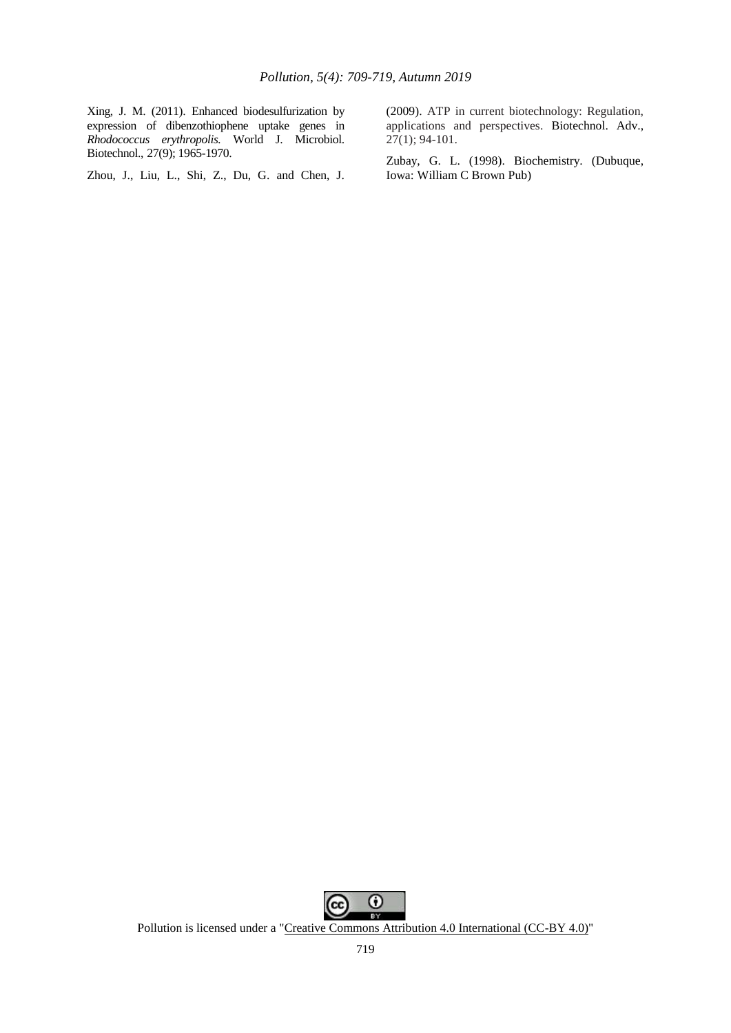Xing, J. M. (2011). Enhanced biodesulfurization by expression of dibenzothiophene uptake genes in *Rhodococcus erythropolis.* World J. Microbiol. Biotechnol., 27(9); 1965-1970.

Zhou, J., Liu, L., Shi, Z., Du, G. and Chen, J. (2009). ATP in current biotechnology: Regulation, applications and perspectives. Biotechnol. Adv., 27(1); 94-101.

Zubay, G. L. (1998). Biochemistry. (Dubuque, Iowa: William C Brown Pub)

Pollution is licensed under a "Creative Commons Attribution 4.0 International (CC-BY 4.0)"